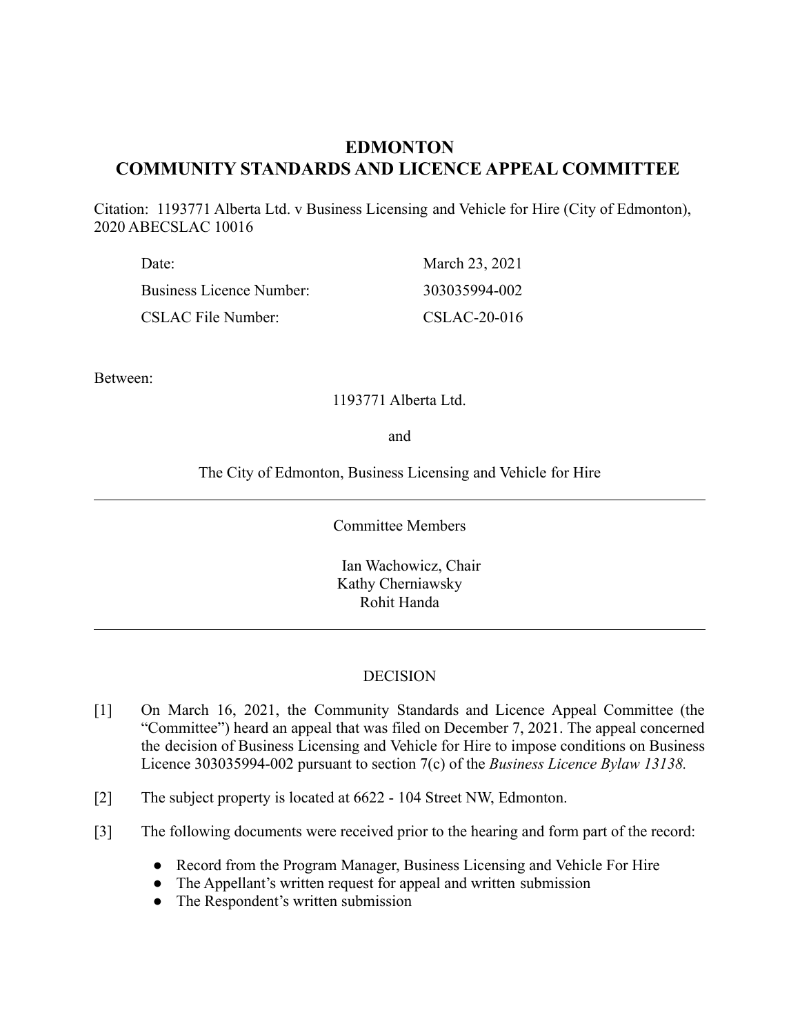# EDMONTON
# COMMUNITY STANDARDS AND LICENCE APPEAL COMMITTEE

Citation: 1193771 Alberta Ltd. v Business Licensing and Vehicle for Hire (City of Edmonton), 2020 ABECSLAC 10016

| | |
|---|---|
| Date: | March 23, 2021 |
| Business Licence Number: | 303035994-002 |
| CSLAC File Number: | CSLAC-20-016 |

Between:

1193771 Alberta Ltd.

and

The City of Edmonton, Business Licensing and Vehicle for Hire

---

Committee Members

Ian Wachowicz, Chair
Kathy Cherniawsky
Rohit Handa

---

DECISION

[1] On March 16, 2021, the Community Standards and Licence Appeal Committee (the "Committee") heard an appeal that was filed on December 7, 2021. The appeal concerned the decision of Business Licensing and Vehicle for Hire to impose conditions on Business Licence 303035994-002 pursuant to section 7(c) of the *Business Licence Bylaw 13138.*

[2] The subject property is located at 6622 - 104 Street NW, Edmonton.

[3] The following documents were received prior to the hearing and form part of the record:

- Record from the Program Manager, Business Licensing and Vehicle For Hire
- The Appellant's written request for appeal and written submission
- The Respondent's written submission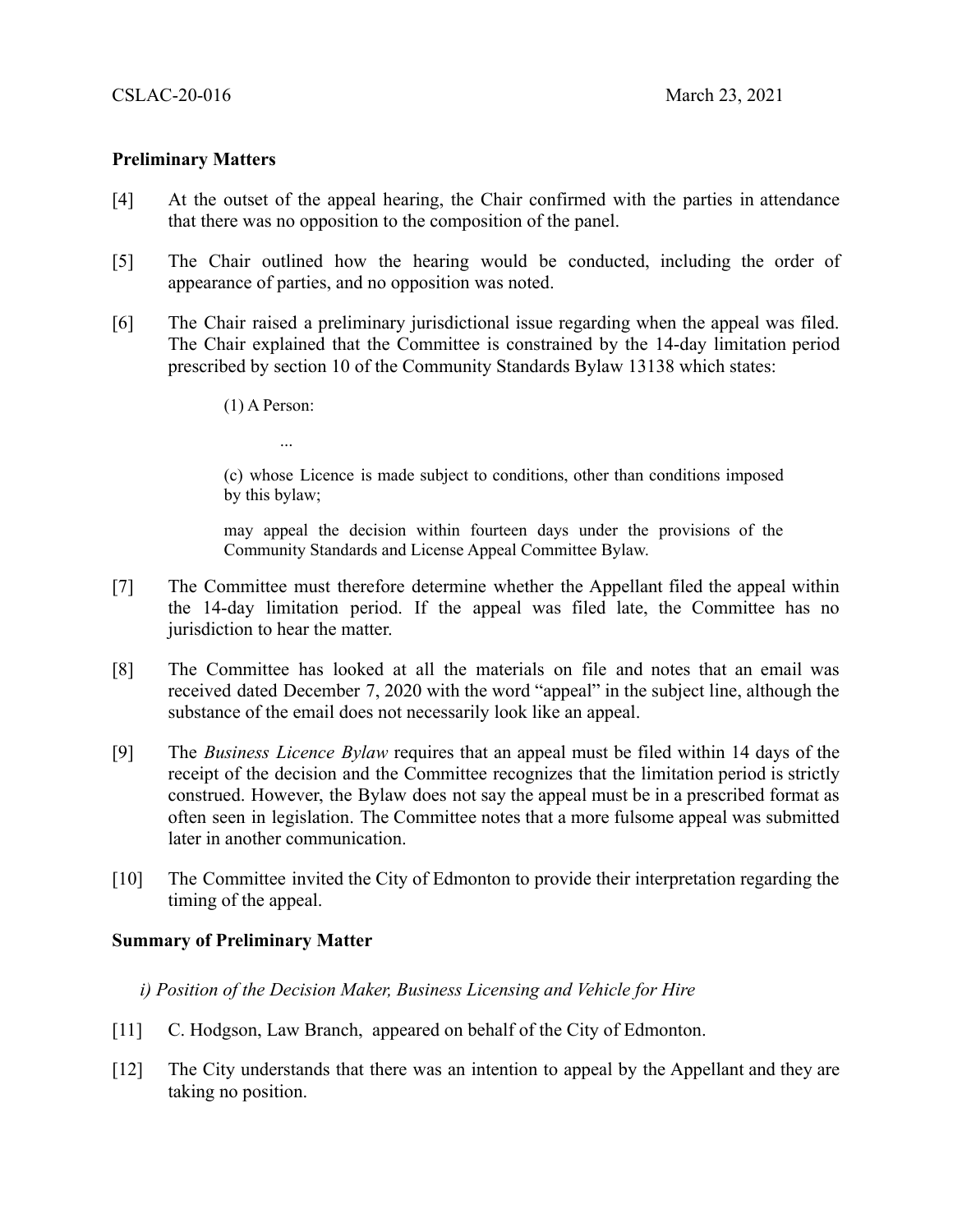## Preliminary Matters

[4] At the outset of the appeal hearing, the Chair confirmed with the parties in attendance that there was no opposition to the composition of the panel.

[5] The Chair outlined how the hearing would be conducted, including the order of appearance of parties, and no opposition was noted.

[6] The Chair raised a preliminary jurisdictional issue regarding when the appeal was filed. The Chair explained that the Committee is constrained by the 14-day limitation period prescribed by section 10 of the Community Standards Bylaw 13138 which states:

> (1) A Person:
>
> ...
>
> (c) whose Licence is made subject to conditions, other than conditions imposed by this bylaw;
>
> may appeal the decision within fourteen days under the provisions of the Community Standards and License Appeal Committee Bylaw.

[7] The Committee must therefore determine whether the Appellant filed the appeal within the 14-day limitation period. If the appeal was filed late, the Committee has no jurisdiction to hear the matter.

[8] The Committee has looked at all the materials on file and notes that an email was received dated December 7, 2020 with the word "appeal" in the subject line, although the substance of the email does not necessarily look like an appeal.

[9] The *Business Licence Bylaw* requires that an appeal must be filed within 14 days of the receipt of the decision and the Committee recognizes that the limitation period is strictly construed. However, the Bylaw does not say the appeal must be in a prescribed format as often seen in legislation. The Committee notes that a more fulsome appeal was submitted later in another communication.

[10] The Committee invited the City of Edmonton to provide their interpretation regarding the timing of the appeal.

## Summary of Preliminary Matter

*i) Position of the Decision Maker, Business Licensing and Vehicle for Hire*

[11] C. Hodgson, Law Branch, appeared on behalf of the City of Edmonton.

[12] The City understands that there was an intention to appeal by the Appellant and they are taking no position.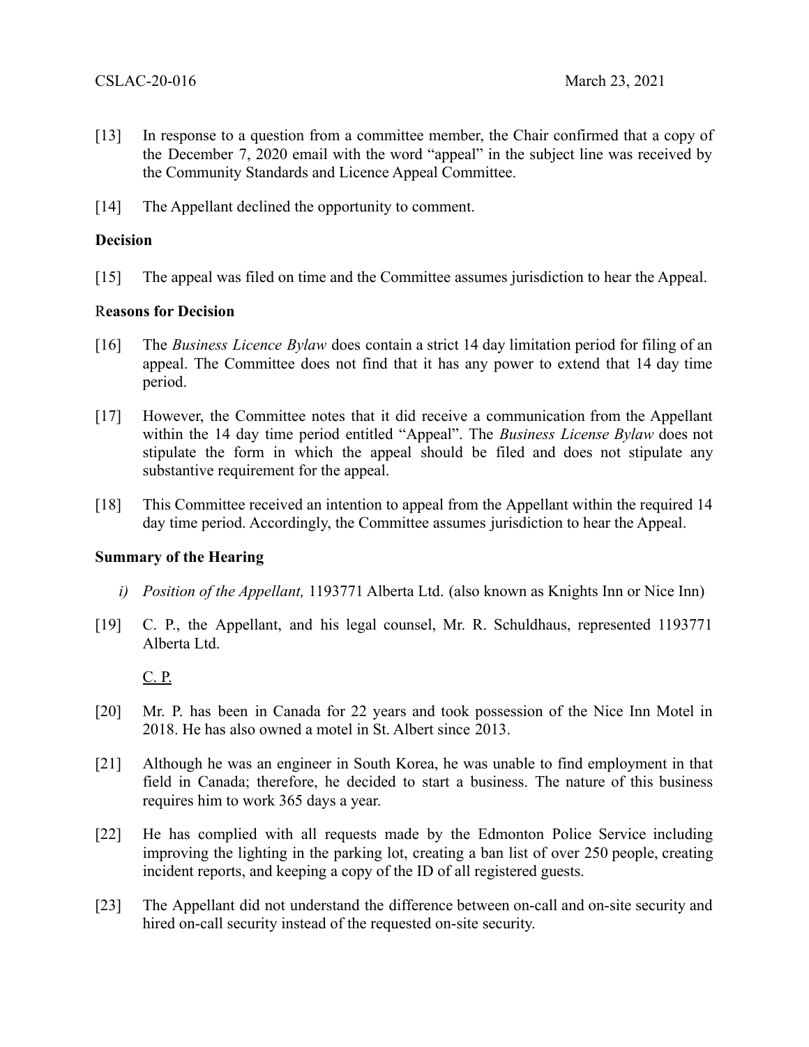[13] In response to a question from a committee member, the Chair confirmed that a copy of the December 7, 2020 email with the word "appeal" in the subject line was received by the Community Standards and Licence Appeal Committee.

[14] The Appellant declined the opportunity to comment.

**Decision**

[15] The appeal was filed on time and the Committee assumes jurisdiction to hear the Appeal.

**Reasons for Decision**

[16] The *Business Licence Bylaw* does contain a strict 14 day limitation period for filing of an appeal. The Committee does not find that it has any power to extend that 14 day time period.

[17] However, the Committee notes that it did receive a communication from the Appellant within the 14 day time period entitled "Appeal". The *Business License Bylaw* does not stipulate the form in which the appeal should be filed and does not stipulate any substantive requirement for the appeal.

[18] This Committee received an intention to appeal from the Appellant within the required 14 day time period. Accordingly, the Committee assumes jurisdiction to hear the Appeal.

**Summary of the Hearing**

*i) Position of the Appellant,* 1193771 Alberta Ltd. (also known as Knights Inn or Nice Inn)

[19] C. P., the Appellant, and his legal counsel, Mr. R. Schuldhaus, represented 1193771 Alberta Ltd.

C. P.

[20] Mr. P. has been in Canada for 22 years and took possession of the Nice Inn Motel in 2018. He has also owned a motel in St. Albert since 2013.

[21] Although he was an engineer in South Korea, he was unable to find employment in that field in Canada; therefore, he decided to start a business. The nature of this business requires him to work 365 days a year.

[22] He has complied with all requests made by the Edmonton Police Service including improving the lighting in the parking lot, creating a ban list of over 250 people, creating incident reports, and keeping a copy of the ID of all registered guests.

[23] The Appellant did not understand the difference between on-call and on-site security and hired on-call security instead of the requested on-site security.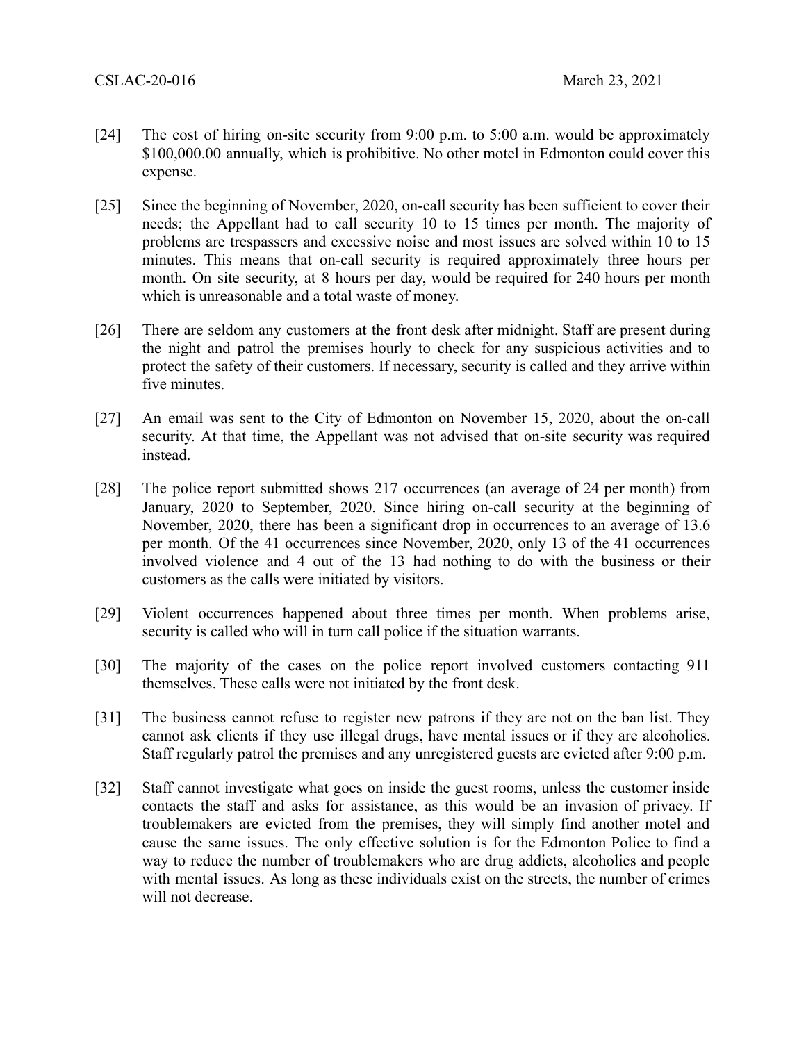[24] The cost of hiring on-site security from 9:00 p.m. to 5:00 a.m. would be approximately $100,000.00 annually, which is prohibitive. No other motel in Edmonton could cover this expense.

[25] Since the beginning of November, 2020, on-call security has been sufficient to cover their needs; the Appellant had to call security 10 to 15 times per month. The majority of problems are trespassers and excessive noise and most issues are solved within 10 to 15 minutes. This means that on-call security is required approximately three hours per month. On site security, at 8 hours per day, would be required for 240 hours per month which is unreasonable and a total waste of money.

[26] There are seldom any customers at the front desk after midnight. Staff are present during the night and patrol the premises hourly to check for any suspicious activities and to protect the safety of their customers. If necessary, security is called and they arrive within five minutes.

[27] An email was sent to the City of Edmonton on November 15, 2020, about the on-call security. At that time, the Appellant was not advised that on-site security was required instead.

[28] The police report submitted shows 217 occurrences (an average of 24 per month) from January, 2020 to September, 2020. Since hiring on-call security at the beginning of November, 2020, there has been a significant drop in occurrences to an average of 13.6 per month. Of the 41 occurrences since November, 2020, only 13 of the 41 occurrences involved violence and 4 out of the 13 had nothing to do with the business or their customers as the calls were initiated by visitors.

[29] Violent occurrences happened about three times per month. When problems arise, security is called who will in turn call police if the situation warrants.

[30] The majority of the cases on the police report involved customers contacting 911 themselves. These calls were not initiated by the front desk.

[31] The business cannot refuse to register new patrons if they are not on the ban list. They cannot ask clients if they use illegal drugs, have mental issues or if they are alcoholics. Staff regularly patrol the premises and any unregistered guests are evicted after 9:00 p.m.

[32] Staff cannot investigate what goes on inside the guest rooms, unless the customer inside contacts the staff and asks for assistance, as this would be an invasion of privacy. If troublemakers are evicted from the premises, they will simply find another motel and cause the same issues. The only effective solution is for the Edmonton Police to find a way to reduce the number of troublemakers who are drug addicts, alcoholics and people with mental issues. As long as these individuals exist on the streets, the number of crimes will not decrease.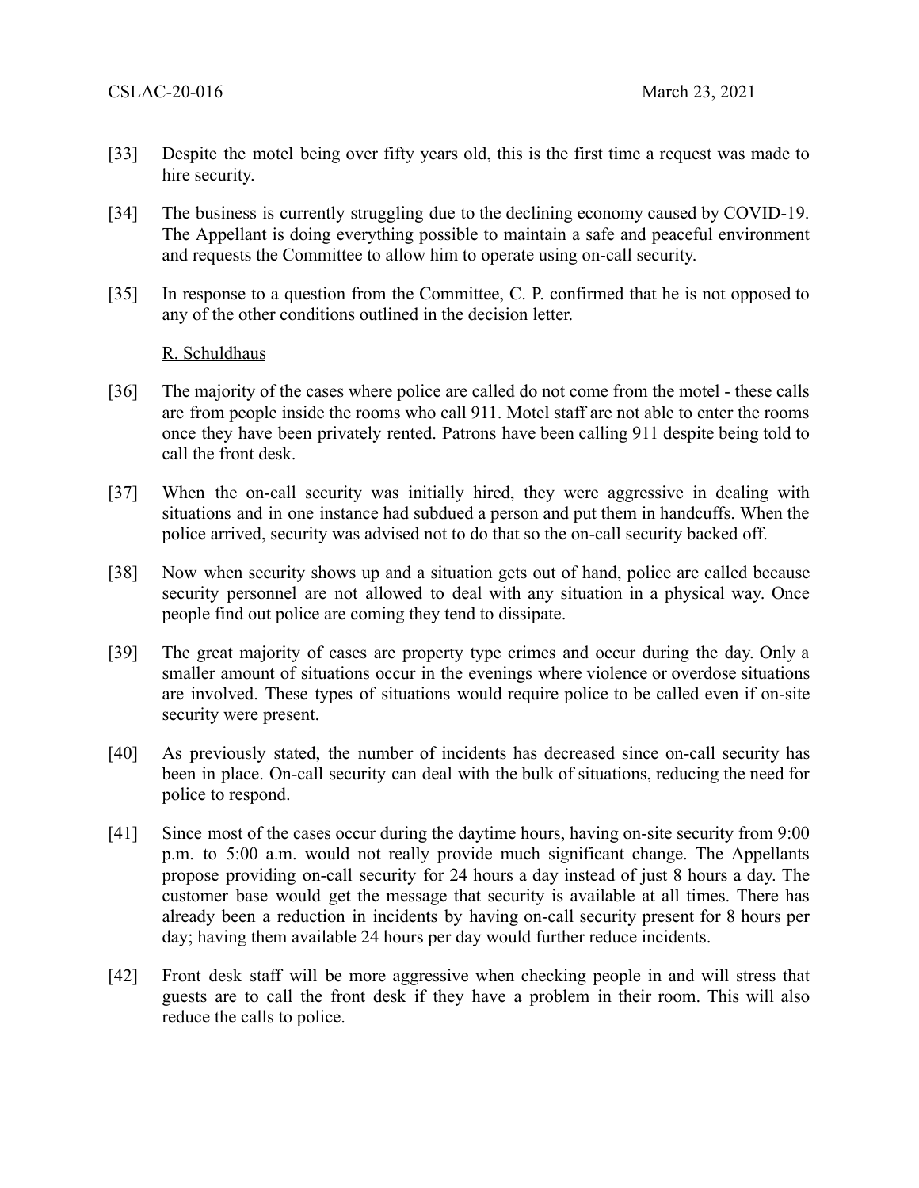[33] Despite the motel being over fifty years old, this is the first time a request was made to hire security.

[34] The business is currently struggling due to the declining economy caused by COVID-19. The Appellant is doing everything possible to maintain a safe and peaceful environment and requests the Committee to allow him to operate using on-call security.

[35] In response to a question from the Committee, C. P. confirmed that he is not opposed to any of the other conditions outlined in the decision letter.

R. Schuldhaus

[36] The majority of the cases where police are called do not come from the motel - these calls are from people inside the rooms who call 911. Motel staff are not able to enter the rooms once they have been privately rented. Patrons have been calling 911 despite being told to call the front desk.

[37] When the on-call security was initially hired, they were aggressive in dealing with situations and in one instance had subdued a person and put them in handcuffs. When the police arrived, security was advised not to do that so the on-call security backed off.

[38] Now when security shows up and a situation gets out of hand, police are called because security personnel are not allowed to deal with any situation in a physical way. Once people find out police are coming they tend to dissipate.

[39] The great majority of cases are property type crimes and occur during the day. Only a smaller amount of situations occur in the evenings where violence or overdose situations are involved. These types of situations would require police to be called even if on-site security were present.

[40] As previously stated, the number of incidents has decreased since on-call security has been in place. On-call security can deal with the bulk of situations, reducing the need for police to respond.

[41] Since most of the cases occur during the daytime hours, having on-site security from 9:00 p.m. to 5:00 a.m. would not really provide much significant change. The Appellants propose providing on-call security for 24 hours a day instead of just 8 hours a day. The customer base would get the message that security is available at all times. There has already been a reduction in incidents by having on-call security present for 8 hours per day; having them available 24 hours per day would further reduce incidents.

[42] Front desk staff will be more aggressive when checking people in and will stress that guests are to call the front desk if they have a problem in their room. This will also reduce the calls to police.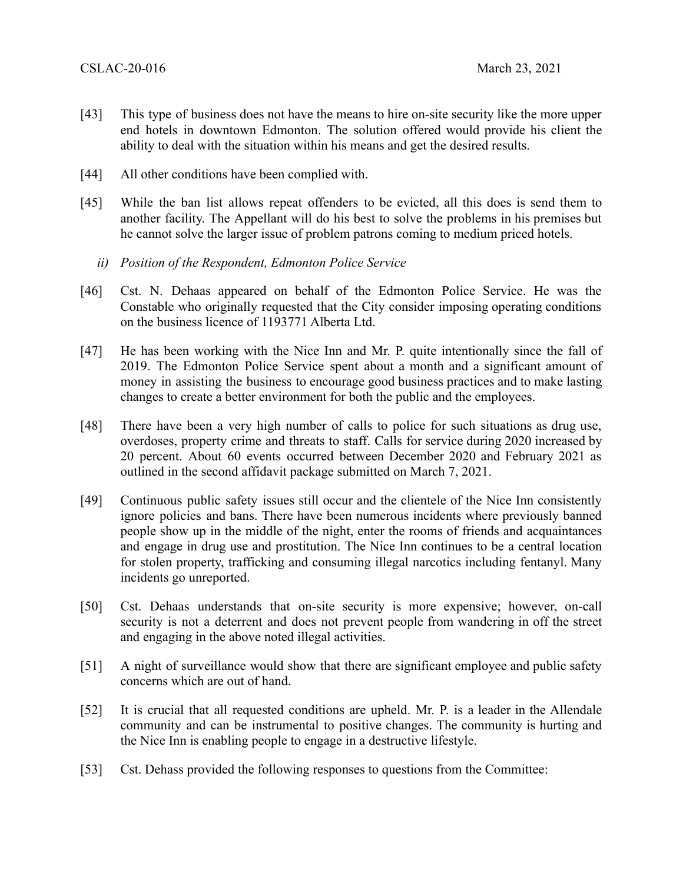[43] This type of business does not have the means to hire on-site security like the more upper end hotels in downtown Edmonton. The solution offered would provide his client the ability to deal with the situation within his means and get the desired results.

[44] All other conditions have been complied with.

[45] While the ban list allows repeat offenders to be evicted, all this does is send them to another facility. The Appellant will do his best to solve the problems in his premises but he cannot solve the larger issue of problem patrons coming to medium priced hotels.

*ii) Position of the Respondent, Edmonton Police Service*

[46] Cst. N. Dehaas appeared on behalf of the Edmonton Police Service. He was the Constable who originally requested that the City consider imposing operating conditions on the business licence of 1193771 Alberta Ltd.

[47] He has been working with the Nice Inn and Mr. P. quite intentionally since the fall of 2019. The Edmonton Police Service spent about a month and a significant amount of money in assisting the business to encourage good business practices and to make lasting changes to create a better environment for both the public and the employees.

[48] There have been a very high number of calls to police for such situations as drug use, overdoses, property crime and threats to staff. Calls for service during 2020 increased by 20 percent. About 60 events occurred between December 2020 and February 2021 as outlined in the second affidavit package submitted on March 7, 2021.

[49] Continuous public safety issues still occur and the clientele of the Nice Inn consistently ignore policies and bans. There have been numerous incidents where previously banned people show up in the middle of the night, enter the rooms of friends and acquaintances and engage in drug use and prostitution. The Nice Inn continues to be a central location for stolen property, trafficking and consuming illegal narcotics including fentanyl. Many incidents go unreported.

[50] Cst. Dehaas understands that on-site security is more expensive; however, on-call security is not a deterrent and does not prevent people from wandering in off the street and engaging in the above noted illegal activities.

[51] A night of surveillance would show that there are significant employee and public safety concerns which are out of hand.

[52] It is crucial that all requested conditions are upheld. Mr. P. is a leader in the Allendale community and can be instrumental to positive changes. The community is hurting and the Nice Inn is enabling people to engage in a destructive lifestyle.

[53] Cst. Dehass provided the following responses to questions from the Committee: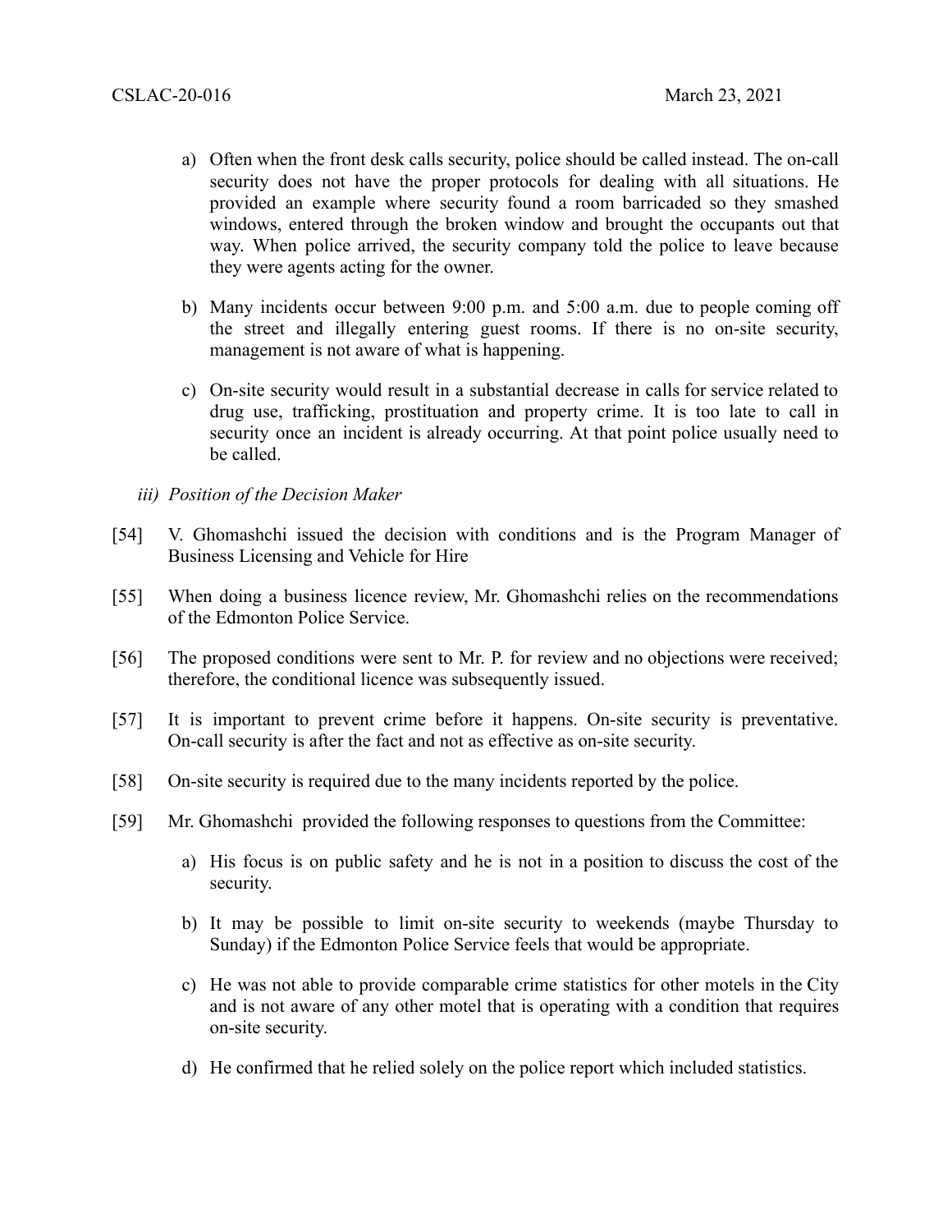a) Often when the front desk calls security, police should be called instead. The on-call security does not have the proper protocols for dealing with all situations. He provided an example where security found a room barricaded so they smashed windows, entered through the broken window and brought the occupants out that way. When police arrived, the security company told the police to leave because they were agents acting for the owner.

b) Many incidents occur between 9:00 p.m. and 5:00 a.m. due to people coming off the street and illegally entering guest rooms. If there is no on-site security, management is not aware of what is happening.

c) On-site security would result in a substantial decrease in calls for service related to drug use, trafficking, prostitution and property crime. It is too late to call in security once an incident is already occurring. At that point police usually need to be called.

*iii) Position of the Decision Maker*

[54] V. Ghomashchi issued the decision with conditions and is the Program Manager of Business Licensing and Vehicle for Hire

[55] When doing a business licence review, Mr. Ghomashchi relies on the recommendations of the Edmonton Police Service.

[56] The proposed conditions were sent to Mr. P. for review and no objections were received; therefore, the conditional licence was subsequently issued.

[57] It is important to prevent crime before it happens. On-site security is preventative. On-call security is after the fact and not as effective as on-site security.

[58] On-site security is required due to the many incidents reported by the police.

[59] Mr. Ghomashchi provided the following responses to questions from the Committee:

a) His focus is on public safety and he is not in a position to discuss the cost of the security.

b) It may be possible to limit on-site security to weekends (maybe Thursday to Sunday) if the Edmonton Police Service feels that would be appropriate.

c) He was not able to provide comparable crime statistics for other motels in the City and is not aware of any other motel that is operating with a condition that requires on-site security.

d) He confirmed that he relied solely on the police report which included statistics.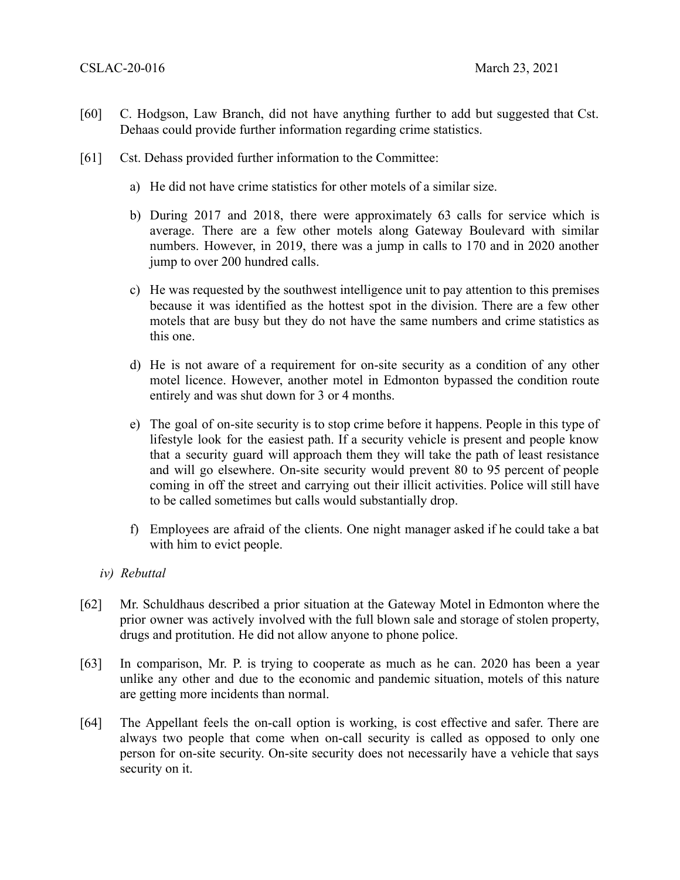[60] C. Hodgson, Law Branch, did not have anything further to add but suggested that Cst. Dehaas could provide further information regarding crime statistics.

[61] Cst. Dehass provided further information to the Committee:

a) He did not have crime statistics for other motels of a similar size.

b) During 2017 and 2018, there were approximately 63 calls for service which is average. There are a few other motels along Gateway Boulevard with similar numbers. However, in 2019, there was a jump in calls to 170 and in 2020 another jump to over 200 hundred calls.

c) He was requested by the southwest intelligence unit to pay attention to this premises because it was identified as the hottest spot in the division. There are a few other motels that are busy but they do not have the same numbers and crime statistics as this one.

d) He is not aware of a requirement for on-site security as a condition of any other motel licence. However, another motel in Edmonton bypassed the condition route entirely and was shut down for 3 or 4 months.

e) The goal of on-site security is to stop crime before it happens. People in this type of lifestyle look for the easiest path. If a security vehicle is present and people know that a security guard will approach them they will take the path of least resistance and will go elsewhere. On-site security would prevent 80 to 95 percent of people coming in off the street and carrying out their illicit activities. Police will still have to be called sometimes but calls would substantially drop.

f) Employees are afraid of the clients. One night manager asked if he could take a bat with him to evict people.

*iv) Rebuttal*

[62] Mr. Schuldhaus described a prior situation at the Gateway Motel in Edmonton where the prior owner was actively involved with the full blown sale and storage of stolen property, drugs and protitution. He did not allow anyone to phone police.

[63] In comparison, Mr. P. is trying to cooperate as much as he can. 2020 has been a year unlike any other and due to the economic and pandemic situation, motels of this nature are getting more incidents than normal.

[64] The Appellant feels the on-call option is working, is cost effective and safer. There are always two people that come when on-call security is called as opposed to only one person for on-site security. On-site security does not necessarily have a vehicle that says security on it.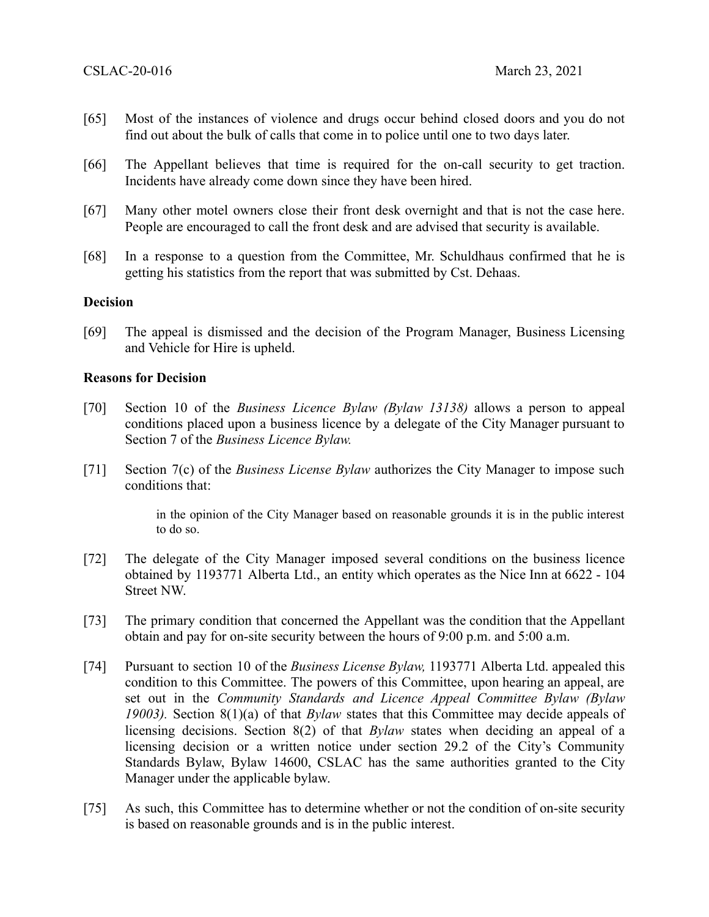[65] Most of the instances of violence and drugs occur behind closed doors and you do not find out about the bulk of calls that come in to police until one to two days later.

[66] The Appellant believes that time is required for the on-call security to get traction. Incidents have already come down since they have been hired.

[67] Many other motel owners close their front desk overnight and that is not the case here. People are encouraged to call the front desk and are advised that security is available.

[68] In a response to a question from the Committee, Mr. Schuldhaus confirmed that he is getting his statistics from the report that was submitted by Cst. Dehaas.

**Decision**

[69] The appeal is dismissed and the decision of the Program Manager, Business Licensing and Vehicle for Hire is upheld.

**Reasons for Decision**

[70] Section 10 of the *Business Licence Bylaw (Bylaw 13138)* allows a person to appeal conditions placed upon a business licence by a delegate of the City Manager pursuant to Section 7 of the *Business Licence Bylaw.*

[71] Section 7(c) of the *Business License Bylaw* authorizes the City Manager to impose such conditions that:

> in the opinion of the City Manager based on reasonable grounds it is in the public interest to do so.

[72] The delegate of the City Manager imposed several conditions on the business licence obtained by 1193771 Alberta Ltd., an entity which operates as the Nice Inn at 6622 - 104 Street NW.

[73] The primary condition that concerned the Appellant was the condition that the Appellant obtain and pay for on-site security between the hours of 9:00 p.m. and 5:00 a.m.

[74] Pursuant to section 10 of the *Business License Bylaw,* 1193771 Alberta Ltd. appealed this condition to this Committee. The powers of this Committee, upon hearing an appeal, are set out in the *Community Standards and Licence Appeal Committee Bylaw (Bylaw 19003).* Section 8(1)(a) of that *Bylaw* states that this Committee may decide appeals of licensing decisions. Section 8(2) of that *Bylaw* states when deciding an appeal of a licensing decision or a written notice under section 29.2 of the City's Community Standards Bylaw, Bylaw 14600, CSLAC has the same authorities granted to the City Manager under the applicable bylaw.

[75] As such, this Committee has to determine whether or not the condition of on-site security is based on reasonable grounds and is in the public interest.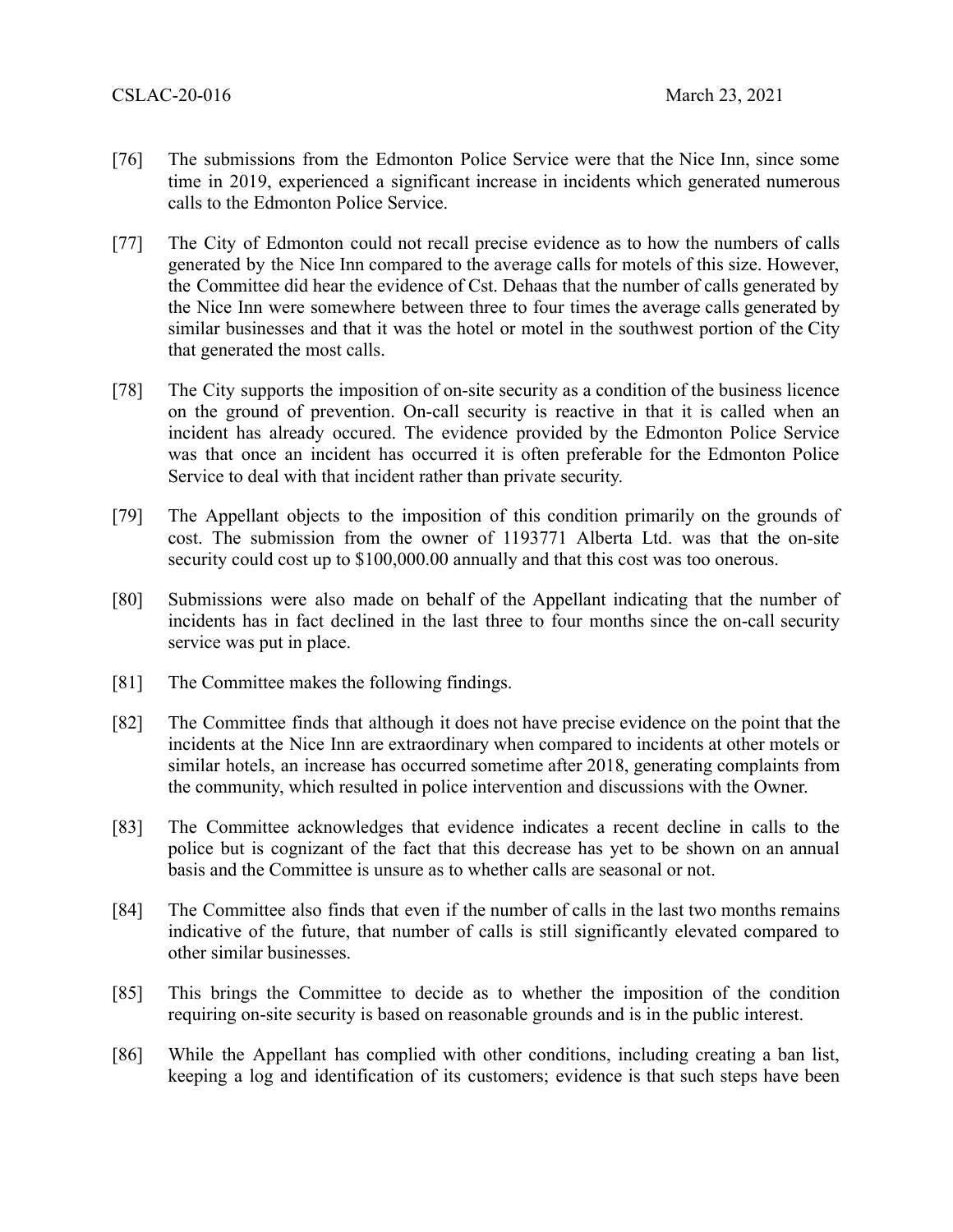[76] The submissions from the Edmonton Police Service were that the Nice Inn, since some time in 2019, experienced a significant increase in incidents which generated numerous calls to the Edmonton Police Service.

[77] The City of Edmonton could not recall precise evidence as to how the numbers of calls generated by the Nice Inn compared to the average calls for motels of this size. However, the Committee did hear the evidence of Cst. Dehaas that the number of calls generated by the Nice Inn were somewhere between three to four times the average calls generated by similar businesses and that it was the hotel or motel in the southwest portion of the City that generated the most calls.

[78] The City supports the imposition of on-site security as a condition of the business licence on the ground of prevention. On-call security is reactive in that it is called when an incident has already occured. The evidence provided by the Edmonton Police Service was that once an incident has occurred it is often preferable for the Edmonton Police Service to deal with that incident rather than private security.

[79] The Appellant objects to the imposition of this condition primarily on the grounds of cost. The submission from the owner of 1193771 Alberta Ltd. was that the on-site security could cost up to $100,000.00 annually and that this cost was too onerous.

[80] Submissions were also made on behalf of the Appellant indicating that the number of incidents has in fact declined in the last three to four months since the on-call security service was put in place.

[81] The Committee makes the following findings.

[82] The Committee finds that although it does not have precise evidence on the point that the incidents at the Nice Inn are extraordinary when compared to incidents at other motels or similar hotels, an increase has occurred sometime after 2018, generating complaints from the community, which resulted in police intervention and discussions with the Owner.

[83] The Committee acknowledges that evidence indicates a recent decline in calls to the police but is cognizant of the fact that this decrease has yet to be shown on an annual basis and the Committee is unsure as to whether calls are seasonal or not.

[84] The Committee also finds that even if the number of calls in the last two months remains indicative of the future, that number of calls is still significantly elevated compared to other similar businesses.

[85] This brings the Committee to decide as to whether the imposition of the condition requiring on-site security is based on reasonable grounds and is in the public interest.

[86] While the Appellant has complied with other conditions, including creating a ban list, keeping a log and identification of its customers; evidence is that such steps have been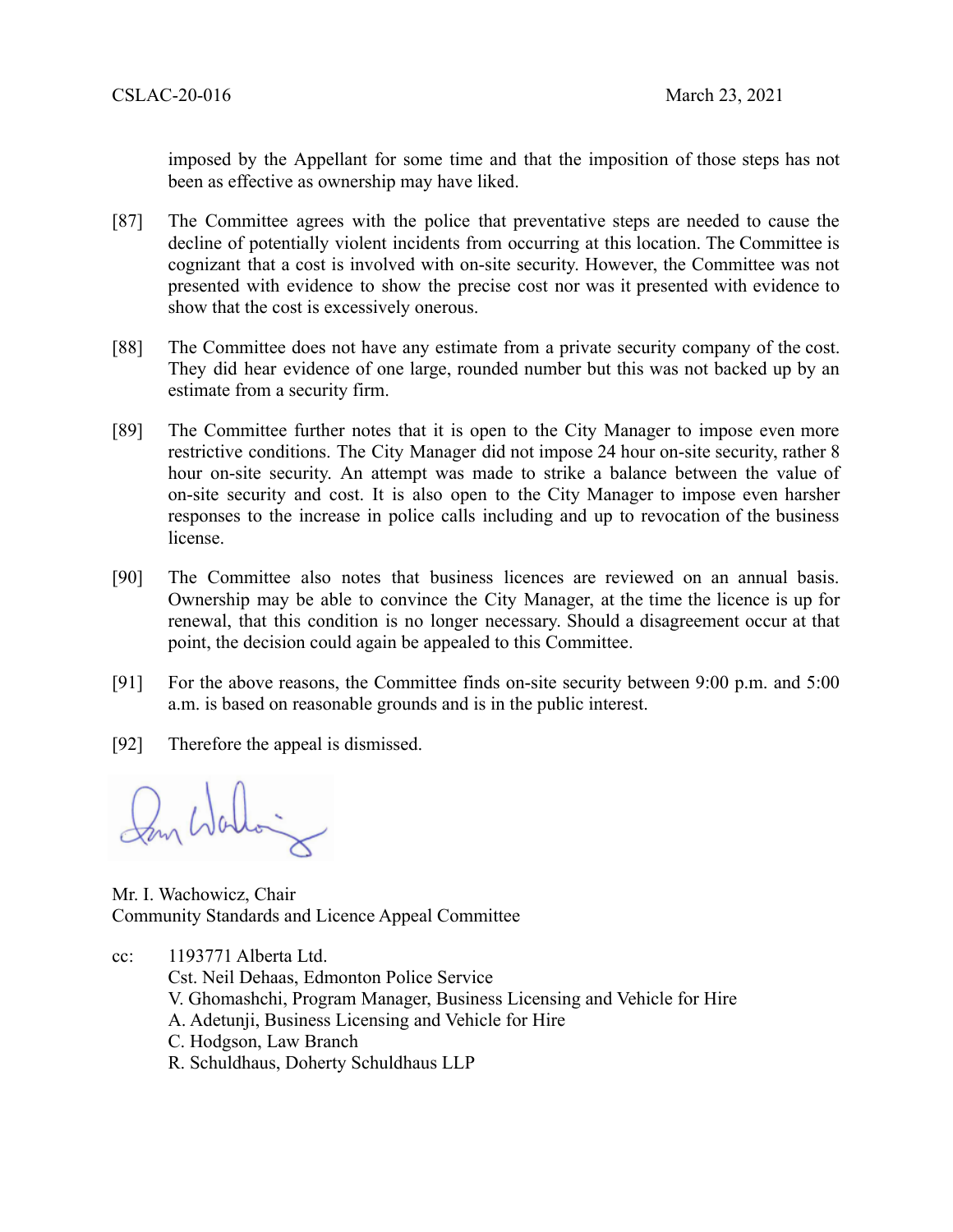imposed by the Appellant for some time and that the imposition of those steps has not been as effective as ownership may have liked.

[87] The Committee agrees with the police that preventative steps are needed to cause the decline of potentially violent incidents from occurring at this location. The Committee is cognizant that a cost is involved with on-site security. However, the Committee was not presented with evidence to show the precise cost nor was it presented with evidence to show that the cost is excessively onerous.

[88] The Committee does not have any estimate from a private security company of the cost. They did hear evidence of one large, rounded number but this was not backed up by an estimate from a security firm.

[89] The Committee further notes that it is open to the City Manager to impose even more restrictive conditions. The City Manager did not impose 24 hour on-site security, rather 8 hour on-site security. An attempt was made to strike a balance between the value of on-site security and cost. It is also open to the City Manager to impose even harsher responses to the increase in police calls including and up to revocation of the business license.

[90] The Committee also notes that business licences are reviewed on an annual basis. Ownership may be able to convince the City Manager, at the time the licence is up for renewal, that this condition is no longer necessary. Should a disagreement occur at that point, the decision could again be appealed to this Committee.

[91] For the above reasons, the Committee finds on-site security between 9:00 p.m. and 5:00 a.m. is based on reasonable grounds and is in the public interest.

[92] Therefore the appeal is dismissed.

Mr. I. Wachowicz, Chair
Community Standards and Licence Appeal Committee

cc: 1193771 Alberta Ltd.
Cst. Neil Dehaas, Edmonton Police Service
V. Ghomashchi, Program Manager, Business Licensing and Vehicle for Hire
A. Adetunji, Business Licensing and Vehicle for Hire
C. Hodgson, Law Branch
R. Schuldhaus, Doherty Schuldhaus LLP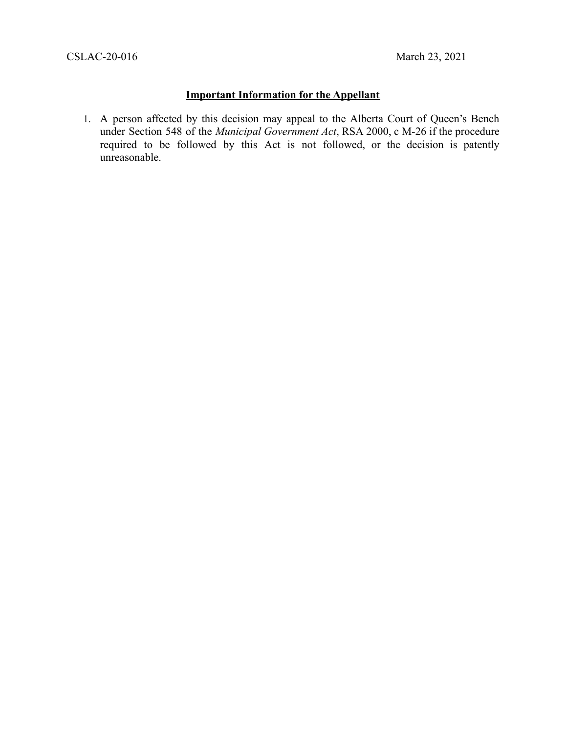CSLAC-20-016 March 23, 2021

**Important Information for the Appellant**

1. A person affected by this decision may appeal to the Alberta Court of Queen's Bench under Section 548 of the *Municipal Government Act*, RSA 2000, c M-26 if the procedure required to be followed by this Act is not followed, or the decision is patently unreasonable.